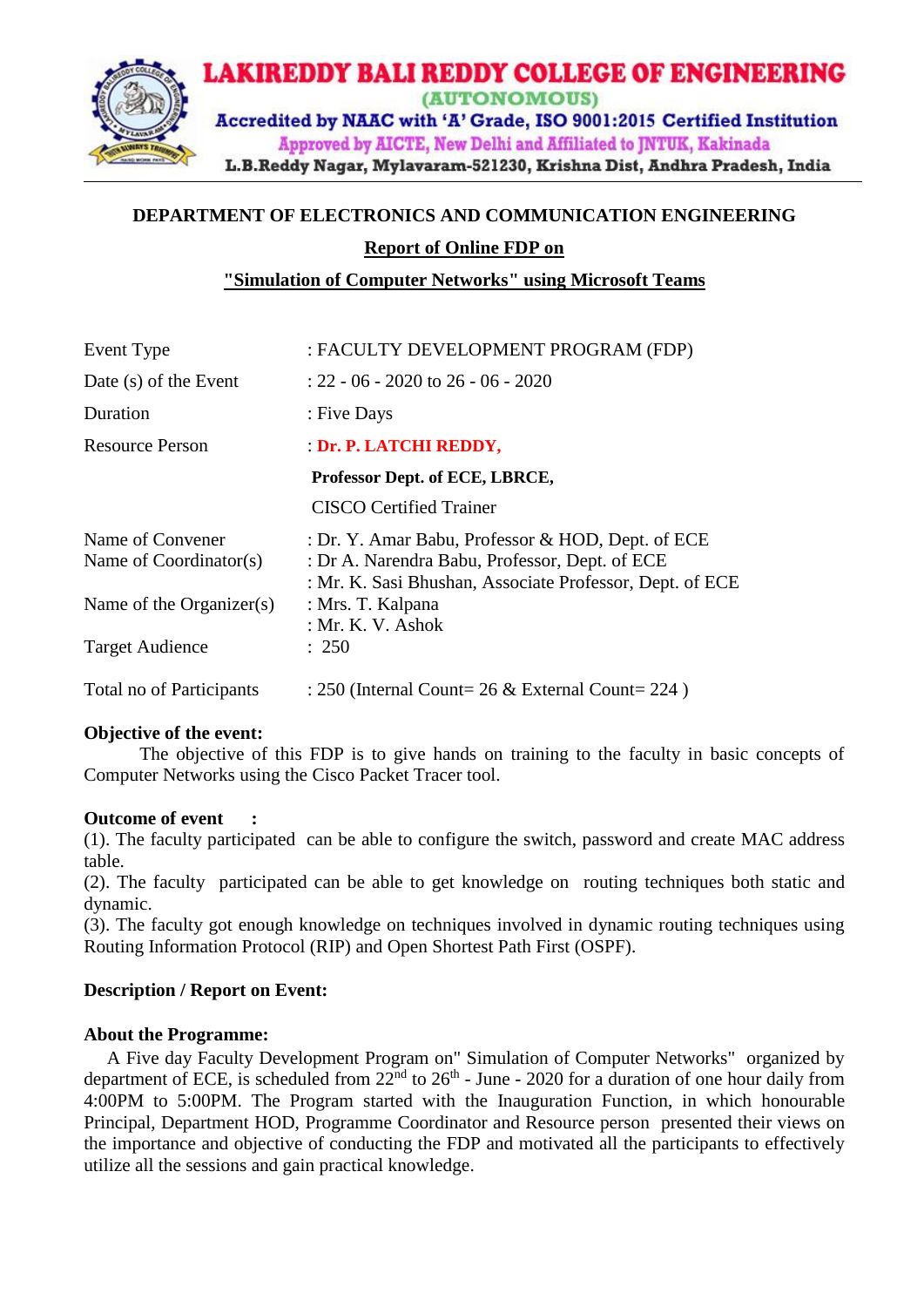# LAKIREDDY BALI REDDY COLLEGE OF ENGINEERING

(AUTONOMOUS)

Accredited by NAAC with 'A' Grade, ISO 9001:2015 Certified Institution

Approved by AICTE, New Delhi and Affiliated to JNTUK, Kakinada

L.B.Reddy Nagar, Mylavaram-521230, Krishna Dist, Andhra Pradesh, India

## DEPARTMENT OF ELECTRONICS AND COMMUNICATION ENGINEERING

### Report of Online FDP on

### "Simulation of Computer Networks" using Microsoft Teams

| | |
|---|---|
| Event Type | : FACULTY DEVELOPMENT PROGRAM (FDP) |
| Date (s) of the Event | : 22 - 06 - 2020 to 26 - 06 - 2020 |
| Duration | : Five Days |
| Resource Person | : **Dr. P. LATCHI REDDY,** |
| | **Professor Dept. of ECE, LBRCE,** |
| | CISCO Certified Trainer |
| Name of Convener | : Dr. Y. Amar Babu, Professor & HOD, Dept. of ECE |
| Name of Coordinator(s) | : Dr A. Narendra Babu, Professor, Dept. of ECE |
| | : Mr. K. Sasi Bhushan, Associate Professor, Dept. of ECE |
| Name of the Organizer(s) | : Mrs. T. Kalpana |
| | : Mr. K. V. Ashok |
| Target Audience | : 250 |
| Total no of Participants | : 250 (Internal Count= 26 & External Count= 224 ) |

**Objective of the event:**

The objective of this FDP is to give hands on training to the faculty in basic concepts of Computer Networks using the Cisco Packet Tracer tool.

**Outcome of event :**

(1). The faculty participated can be able to configure the switch, password and create MAC address table.

(2). The faculty participated can be able to get knowledge on routing techniques both static and dynamic.

(3). The faculty got enough knowledge on techniques involved in dynamic routing techniques using Routing Information Protocol (RIP) and Open Shortest Path First (OSPF).

**Description / Report on Event:**

**About the Programme:**

A Five day Faculty Development Program on" Simulation of Computer Networks" organized by department of ECE, is scheduled from 22nd to 26th - June - 2020 for a duration of one hour daily from 4:00PM to 5:00PM. The Program started with the Inauguration Function, in which honourable Principal, Department HOD, Programme Coordinator and Resource person presented their views on the importance and objective of conducting the FDP and motivated all the participants to effectively utilize all the sessions and gain practical knowledge.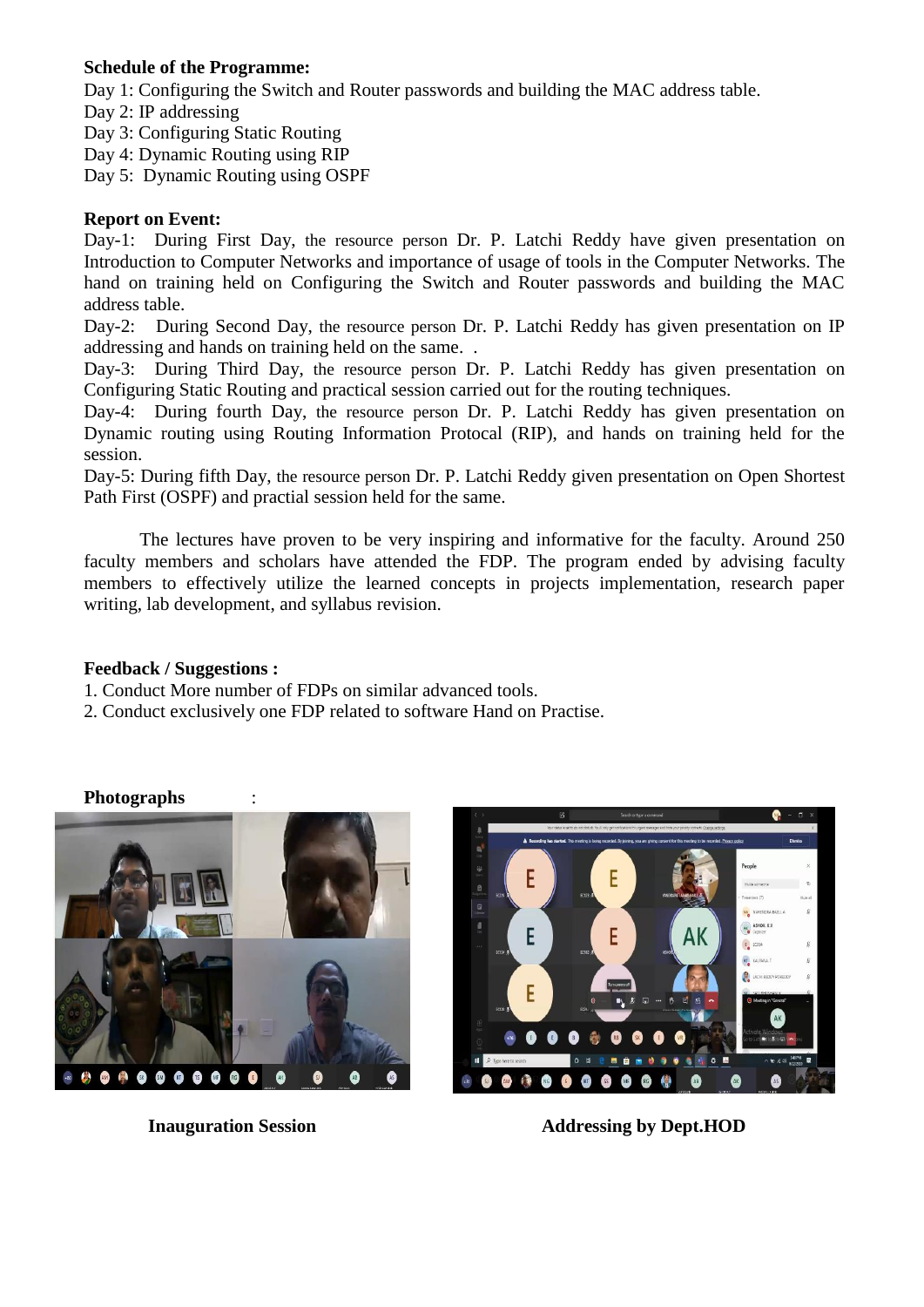**Schedule of the Programme:**

Day 1: Configuring the Switch and Router passwords and building the MAC address table.
Day 2: IP addressing
Day 3: Configuring Static Routing
Day 4: Dynamic Routing using RIP
Day 5: Dynamic Routing using OSPF

**Report on Event:**

Day-1: During First Day, the resource person Dr. P. Latchi Reddy have given presentation on Introduction to Computer Networks and importance of usage of tools in the Computer Networks. The hand on training held on Configuring the Switch and Router passwords and building the MAC address table.

Day-2: During Second Day, the resource person Dr. P. Latchi Reddy has given presentation on IP addressing and hands on training held on the same. .

Day-3: During Third Day, the resource person Dr. P. Latchi Reddy has given presentation on Configuring Static Routing and practical session carried out for the routing techniques.

Day-4: During fourth Day, the resource person Dr. P. Latchi Reddy has given presentation on Dynamic routing using Routing Information Protocal (RIP), and hands on training held for the session.

Day-5: During fifth Day, the resource person Dr. P. Latchi Reddy given presentation on Open Shortest Path First (OSPF) and practial session held for the same.

The lectures have proven to be very inspiring and informative for the faculty. Around 250 faculty members and scholars have attended the FDP. The program ended by advising faculty members to effectively utilize the learned concepts in projects implementation, research paper writing, lab development, and syllabus revision.

**Feedback / Suggestions :**

1. Conduct More number of FDPs on similar advanced tools.
2. Conduct exclusively one FDP related to software Hand on Practise.

**Photographs** :

**Inauguration Session**

**Addressing by Dept.HOD**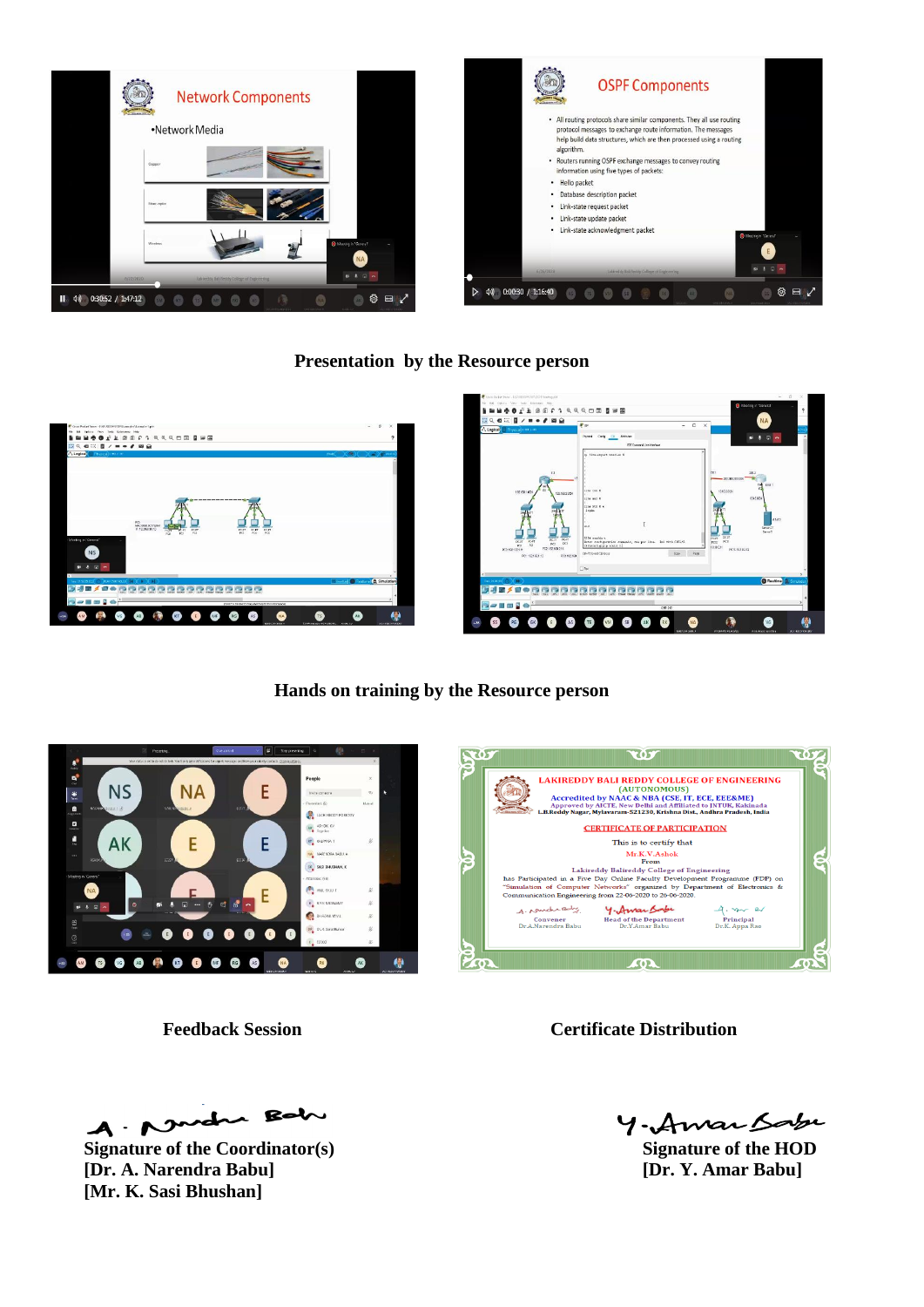Presentation by the Resource person

Hands on training by the Resource person

Feedback Session

Certificate Distribution

Signature of the Coordinator(s)
[Dr. A. Narendra Babu]
[Mr. K. Sasi Bhushan]

Signature of the HOD
[Dr. Y. Amar Babu]